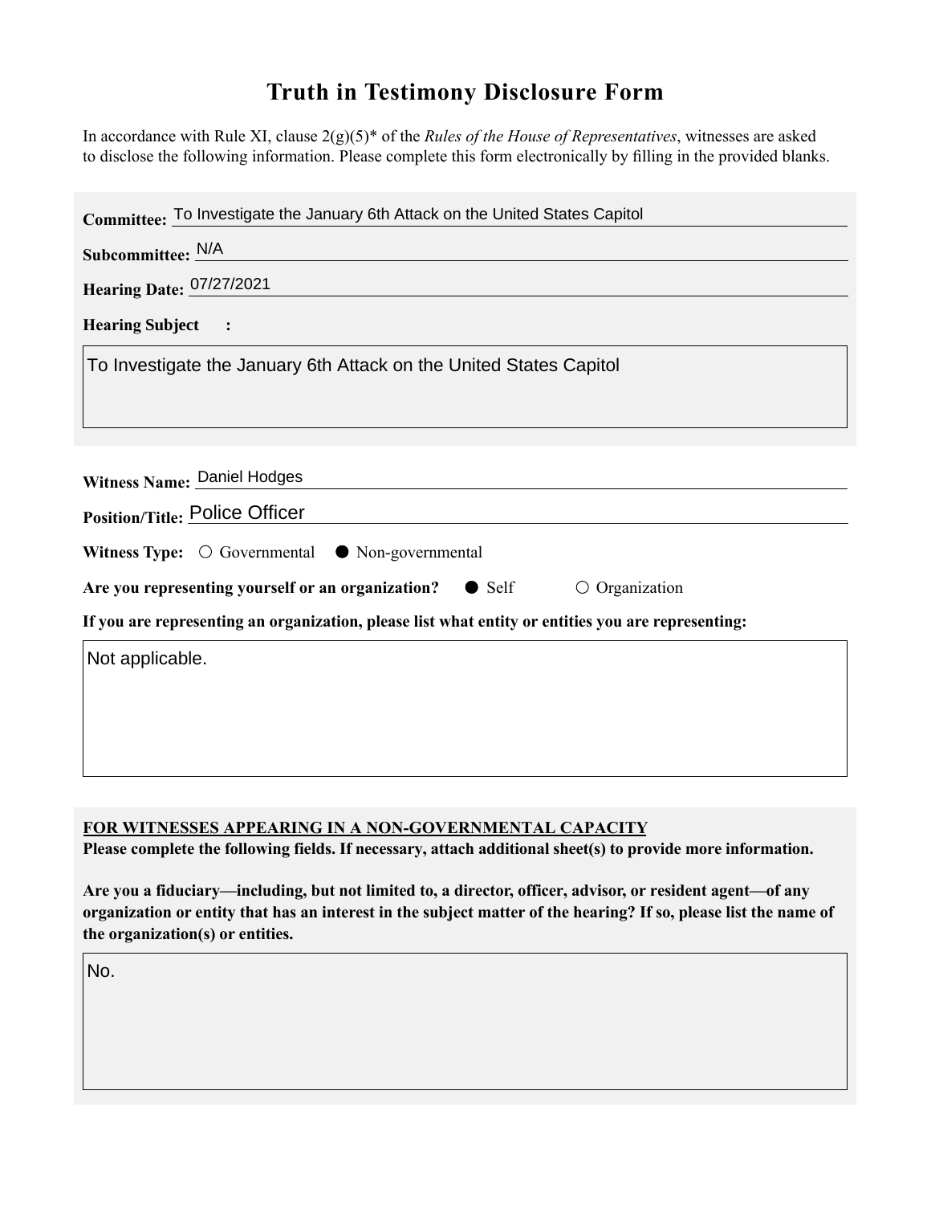# Truth in Testimony Disclosure Form

In accordance with Rule XI, clause 2(g)(5)* of the *Rules of the House of Representatives*, witnesses are asked to disclose the following information. Please complete this form electronically by filling in the provided blanks.

**Committee:** To Investigate the January 6th Attack on the United States Capitol

**Subcommittee:** N/A

**Hearing Date:** 07/27/2021

**Hearing Subject:**

To Investigate the January 6th Attack on the United States Capitol

**Witness Name:** Daniel Hodges

**Position/Title:** Police Officer

**Witness Type:** ○ Governmental ● Non-governmental

**Are you representing yourself or an organization?** ● Self ○ Organization

**If you are representing an organization, please list what entity or entities you are representing:**

Not applicable.

**FOR WITNESSES APPEARING IN A NON-GOVERNMENTAL CAPACITY**

**Please complete the following fields. If necessary, attach additional sheet(s) to provide more information.**

**Are you a fiduciary—including, but not limited to, a director, officer, advisor, or resident agent—of any organization or entity that has an interest in the subject matter of the hearing? If so, please list the name of the organization(s) or entities.**

No.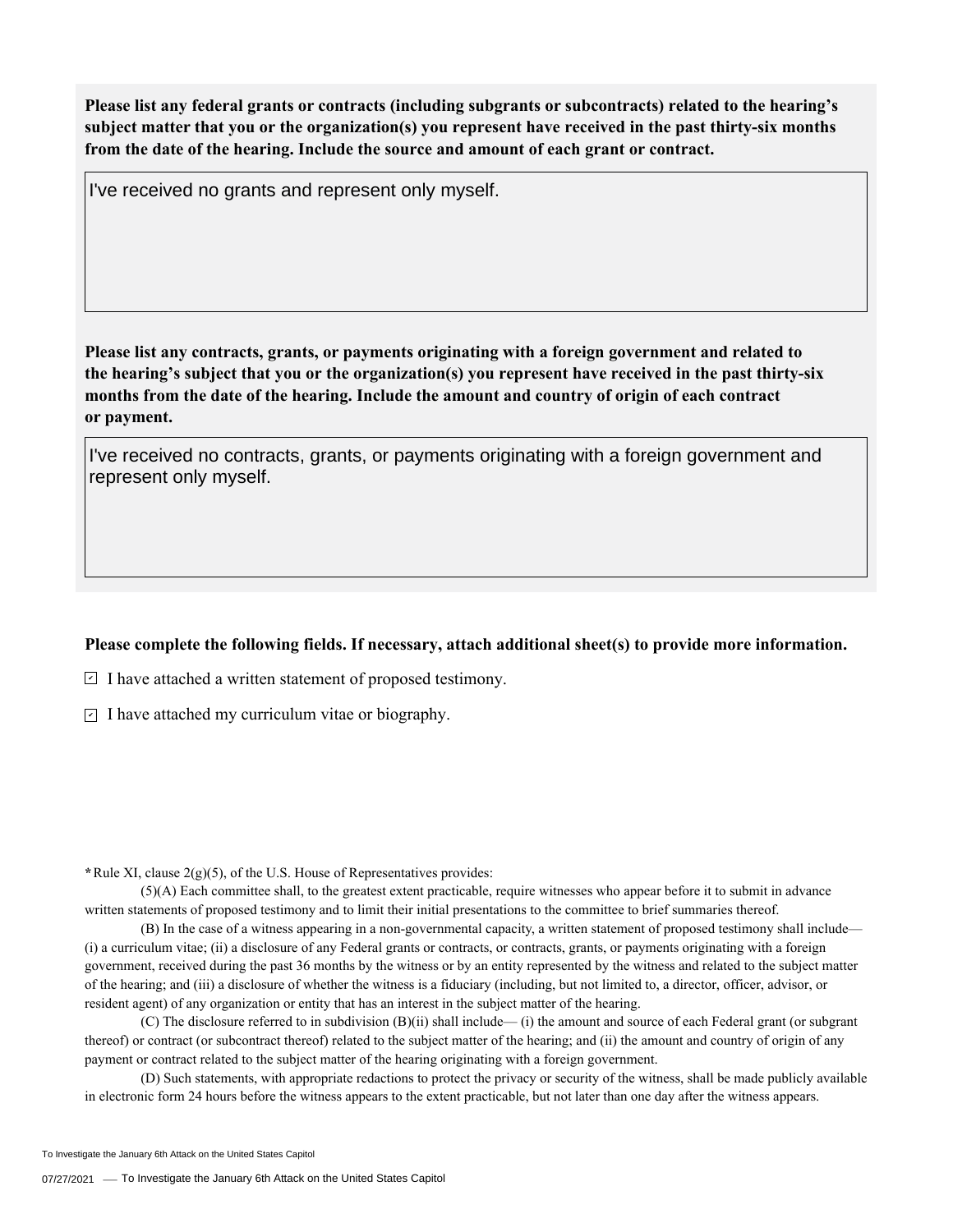**Please list any federal grants or contracts (including subgrants or subcontracts) related to the hearing's subject matter that you or the organization(s) you represent have received in the past thirty-six months from the date of the hearing. Include the source and amount of each grant or contract.**

I've received no grants and represent only myself.

**Please list any contracts, grants, or payments originating with a foreign government and related to the hearing's subject that you or the organization(s) you represent have received in the past thirty-six months from the date of the hearing. Include the amount and country of origin of each contract or payment.**

I've received no contracts, grants, or payments originating with a foreign government and represent only myself.

**Please complete the following fields. If necessary, attach additional sheet(s) to provide more information.**

- [x] I have attached a written statement of proposed testimony.
- [x] I have attached my curriculum vitae or biography.

**\***Rule XI, clause 2(g)(5), of the U.S. House of Representatives provides:

(5)(A) Each committee shall, to the greatest extent practicable, require witnesses who appear before it to submit in advance written statements of proposed testimony and to limit their initial presentations to the committee to brief summaries thereof.

(B) In the case of a witness appearing in a non-governmental capacity, a written statement of proposed testimony shall include— (i) a curriculum vitae; (ii) a disclosure of any Federal grants or contracts, or contracts, grants, or payments originating with a foreign government, received during the past 36 months by the witness or by an entity represented by the witness and related to the subject matter of the hearing; and (iii) a disclosure of whether the witness is a fiduciary (including, but not limited to, a director, officer, advisor, or resident agent) of any organization or entity that has an interest in the subject matter of the hearing.

(C) The disclosure referred to in subdivision (B)(ii) shall include— (i) the amount and source of each Federal grant (or subgrant thereof) or contract (or subcontract thereof) related to the subject matter of the hearing; and (ii) the amount and country of origin of any payment or contract related to the subject matter of the hearing originating with a foreign government.

(D) Such statements, with appropriate redactions to protect the privacy or security of the witness, shall be made publicly available in electronic form 24 hours before the witness appears to the extent practicable, but not later than one day after the witness appears.